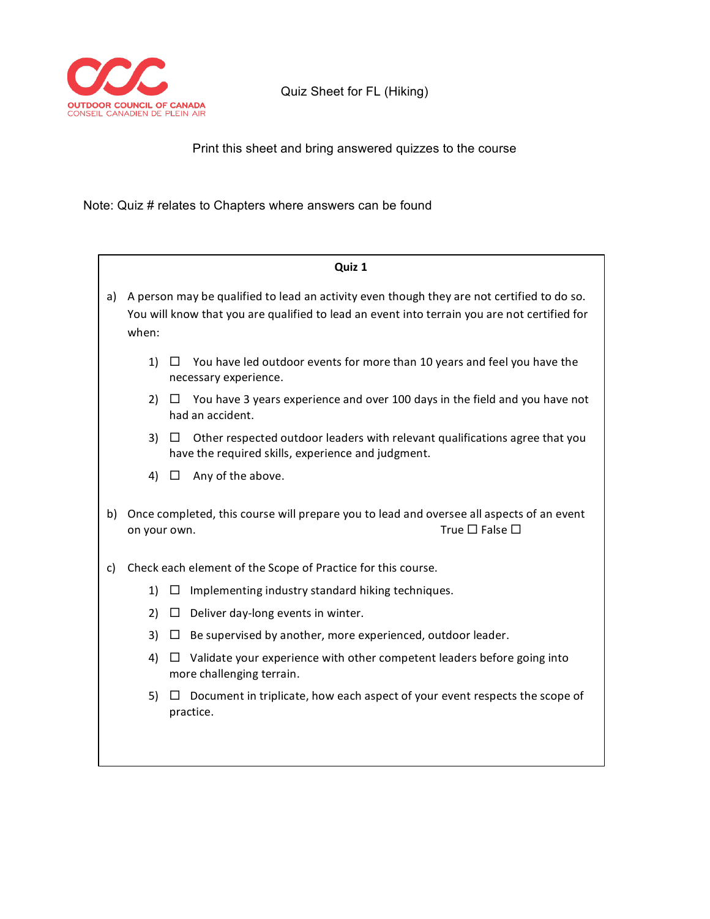OUTDOOR COUNCIL OF CANADA
CONSEIL CANADIEN DE PLEIN AIR

# Quiz Sheet for FL (Hiking)

Print this sheet and bring answered quizzes to the course

Note: Quiz # relates to Chapters where answers can be found

## Quiz 1

a) A person may be qualified to lead an activity even though they are not certified to do so. You will know that you are qualified to lead an event into terrain you are not certified for when:

1) ☐ You have led outdoor events for more than 10 years and feel you have the necessary experience.
2) ☐ You have 3 years experience and over 100 days in the field and you have not had an accident.
3) ☐ Other respected outdoor leaders with relevant qualifications agree that you have the required skills, experience and judgment.
4) ☐ Any of the above.

b) Once completed, this course will prepare you to lead and oversee all aspects of an event on your own. True ☐ False ☐

c) Check each element of the Scope of Practice for this course.

1) ☐ Implementing industry standard hiking techniques.
2) ☐ Deliver day-long events in winter.
3) ☐ Be supervised by another, more experienced, outdoor leader.
4) ☐ Validate your experience with other competent leaders before going into more challenging terrain.
5) ☐ Document in triplicate, how each aspect of your event respects the scope of practice.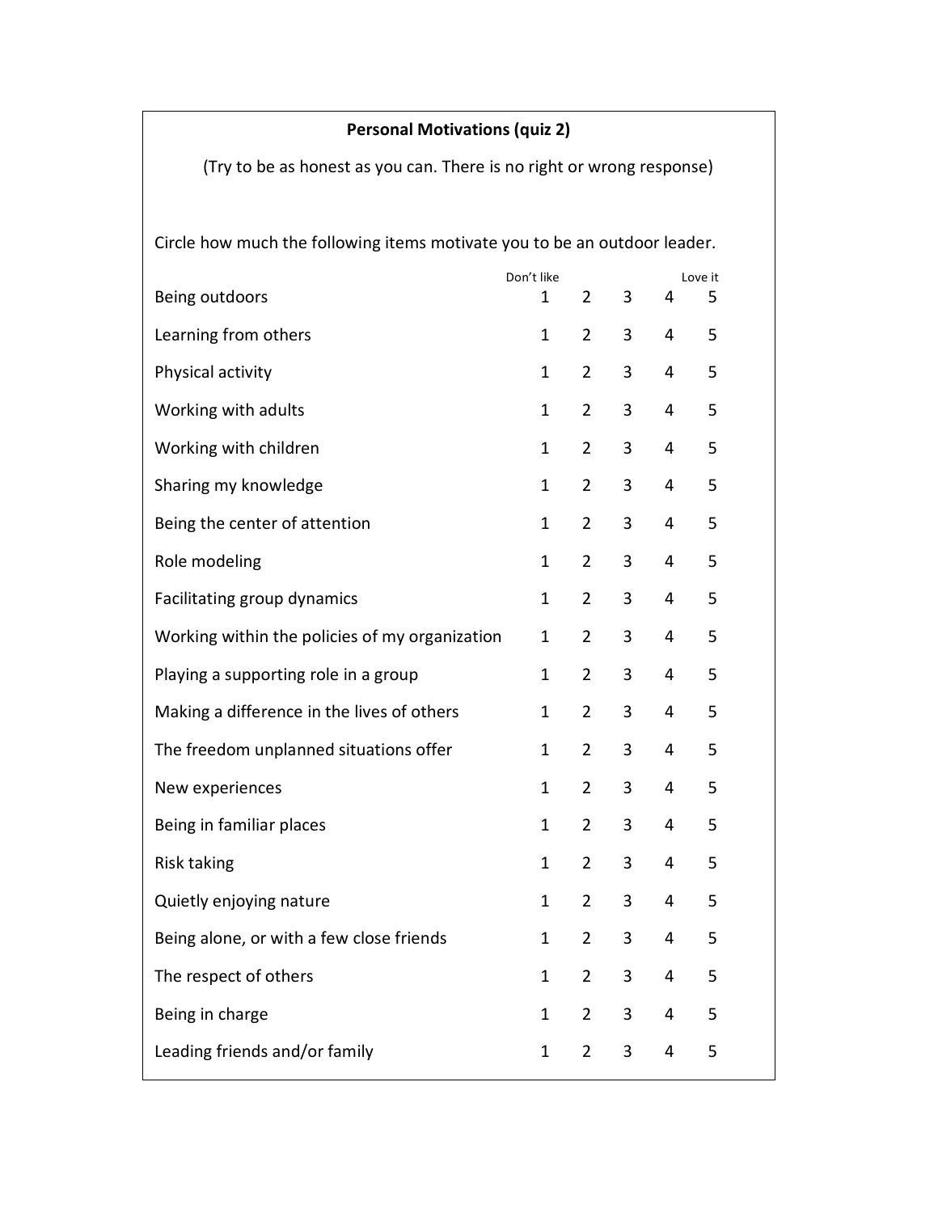**Personal Motivations (quiz 2)**

(Try to be as honest as you can. There is no right or wrong response)

Circle how much the following items motivate you to be an outdoor leader.

| | Don't like 1 | 2 | 3 | 4 | Love it 5 |
|---|---|---|---|---|---|
| Being outdoors | 1 | 2 | 3 | 4 | 5 |
| Learning from others | 1 | 2 | 3 | 4 | 5 |
| Physical activity | 1 | 2 | 3 | 4 | 5 |
| Working with adults | 1 | 2 | 3 | 4 | 5 |
| Working with children | 1 | 2 | 3 | 4 | 5 |
| Sharing my knowledge | 1 | 2 | 3 | 4 | 5 |
| Being the center of attention | 1 | 2 | 3 | 4 | 5 |
| Role modeling | 1 | 2 | 3 | 4 | 5 |
| Facilitating group dynamics | 1 | 2 | 3 | 4 | 5 |
| Working within the policies of my organization | 1 | 2 | 3 | 4 | 5 |
| Playing a supporting role in a group | 1 | 2 | 3 | 4 | 5 |
| Making a difference in the lives of others | 1 | 2 | 3 | 4 | 5 |
| The freedom unplanned situations offer | 1 | 2 | 3 | 4 | 5 |
| New experiences | 1 | 2 | 3 | 4 | 5 |
| Being in familiar places | 1 | 2 | 3 | 4 | 5 |
| Risk taking | 1 | 2 | 3 | 4 | 5 |
| Quietly enjoying nature | 1 | 2 | 3 | 4 | 5 |
| Being alone, or with a few close friends | 1 | 2 | 3 | 4 | 5 |
| The respect of others | 1 | 2 | 3 | 4 | 5 |
| Being in charge | 1 | 2 | 3 | 4 | 5 |
| Leading friends and/or family | 1 | 2 | 3 | 4 | 5 |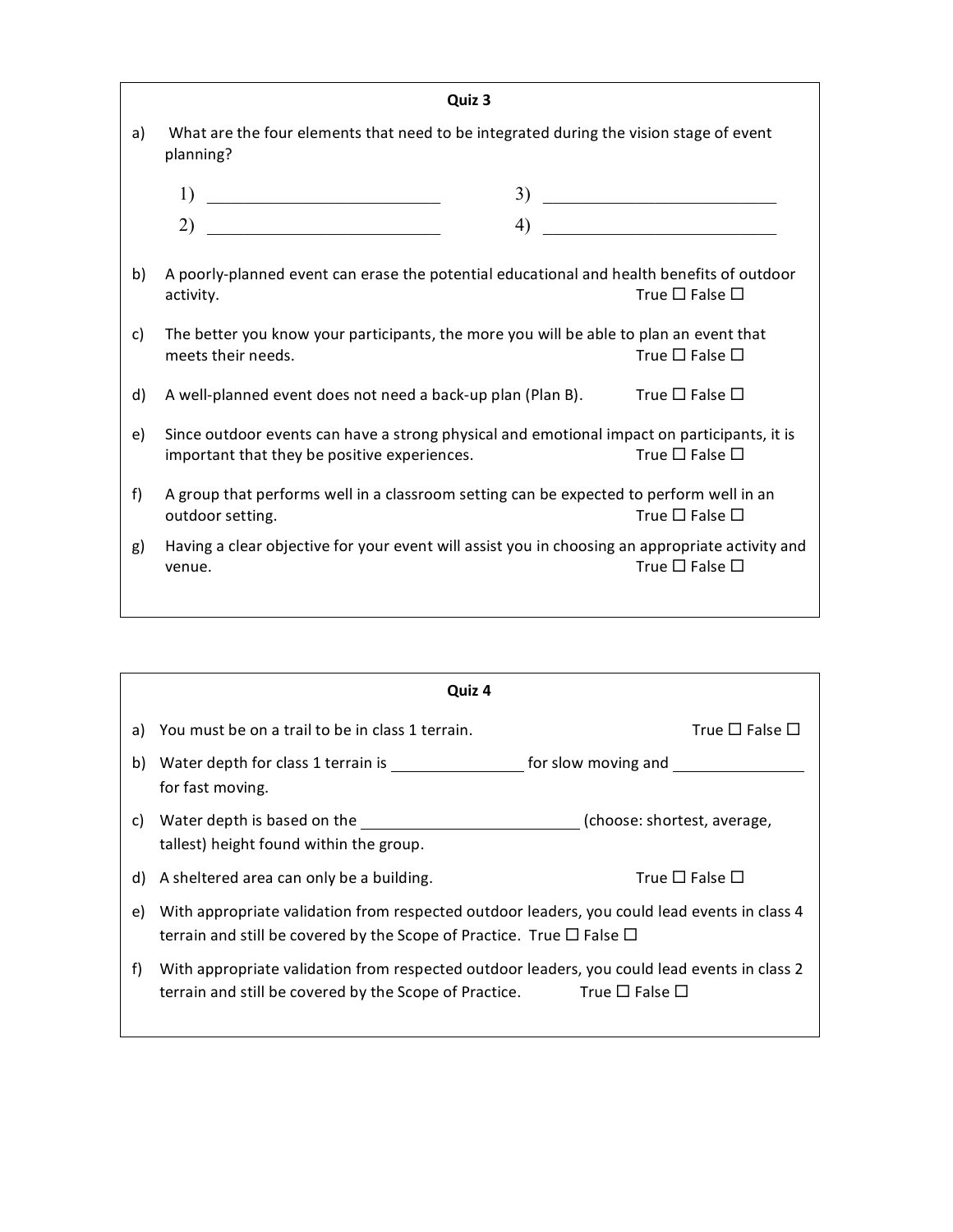## Quiz 3

a) What are the four elements that need to be integrated during the vision stage of event planning?

1) ______________________ 3) ______________________

2) ______________________ 4) ______________________

b) A poorly-planned event can erase the potential educational and health benefits of outdoor activity. True ☐ False ☐

c) The better you know your participants, the more you will be able to plan an event that meets their needs. True ☐ False ☐

d) A well-planned event does not need a back-up plan (Plan B). True ☐ False ☐

e) Since outdoor events can have a strong physical and emotional impact on participants, it is important that they be positive experiences. True ☐ False ☐

f) A group that performs well in a classroom setting can be expected to perform well in an outdoor setting. True ☐ False ☐

g) Having a clear objective for your event will assist you in choosing an appropriate activity and venue. True ☐ False ☐

## Quiz 4

a) You must be on a trail to be in class 1 terrain. True ☐ False ☐

b) Water depth for class 1 terrain is ______________ for slow moving and ______________ for fast moving.

c) Water depth is based on the ______________________ (choose: shortest, average, tallest) height found within the group.

d) A sheltered area can only be a building. True ☐ False ☐

e) With appropriate validation from respected outdoor leaders, you could lead events in class 4 terrain and still be covered by the Scope of Practice. True ☐ False ☐

f) With appropriate validation from respected outdoor leaders, you could lead events in class 2 terrain and still be covered by the Scope of Practice. True ☐ False ☐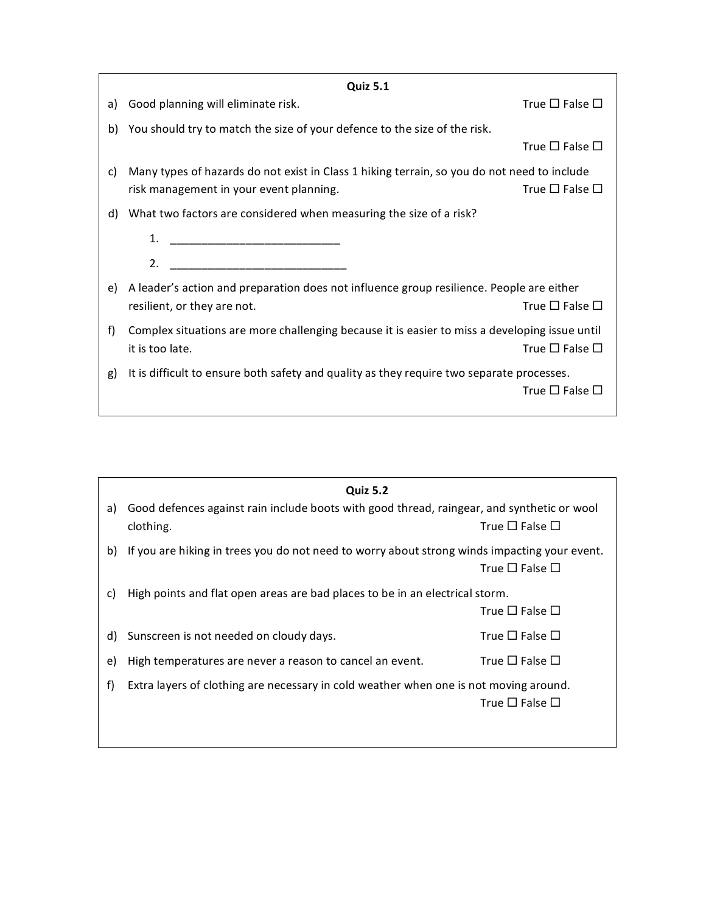**Quiz 5.1**

a) Good planning will eliminate risk. True ☐ False ☐

b) You should try to match the size of your defence to the size of the risk. True ☐ False ☐

c) Many types of hazards do not exist in Class 1 hiking terrain, so you do not need to include risk management in your event planning. True ☐ False ☐

d) What two factors are considered when measuring the size of a risk?

   1. ___________________________

   2. ____________________________

e) A leader's action and preparation does not influence group resilience. People are either resilient, or they are not. True ☐ False ☐

f) Complex situations are more challenging because it is easier to miss a developing issue until it is too late. True ☐ False ☐

g) It is difficult to ensure both safety and quality as they require two separate processes. True ☐ False ☐

**Quiz 5.2**

a) Good defences against rain include boots with good thread, raingear, and synthetic or wool clothing. True ☐ False ☐

b) If you are hiking in trees you do not need to worry about strong winds impacting your event. True ☐ False ☐

c) High points and flat open areas are bad places to be in an electrical storm. True ☐ False ☐

d) Sunscreen is not needed on cloudy days. True ☐ False ☐

e) High temperatures are never a reason to cancel an event. True ☐ False ☐

f) Extra layers of clothing are necessary in cold weather when one is not moving around. True ☐ False ☐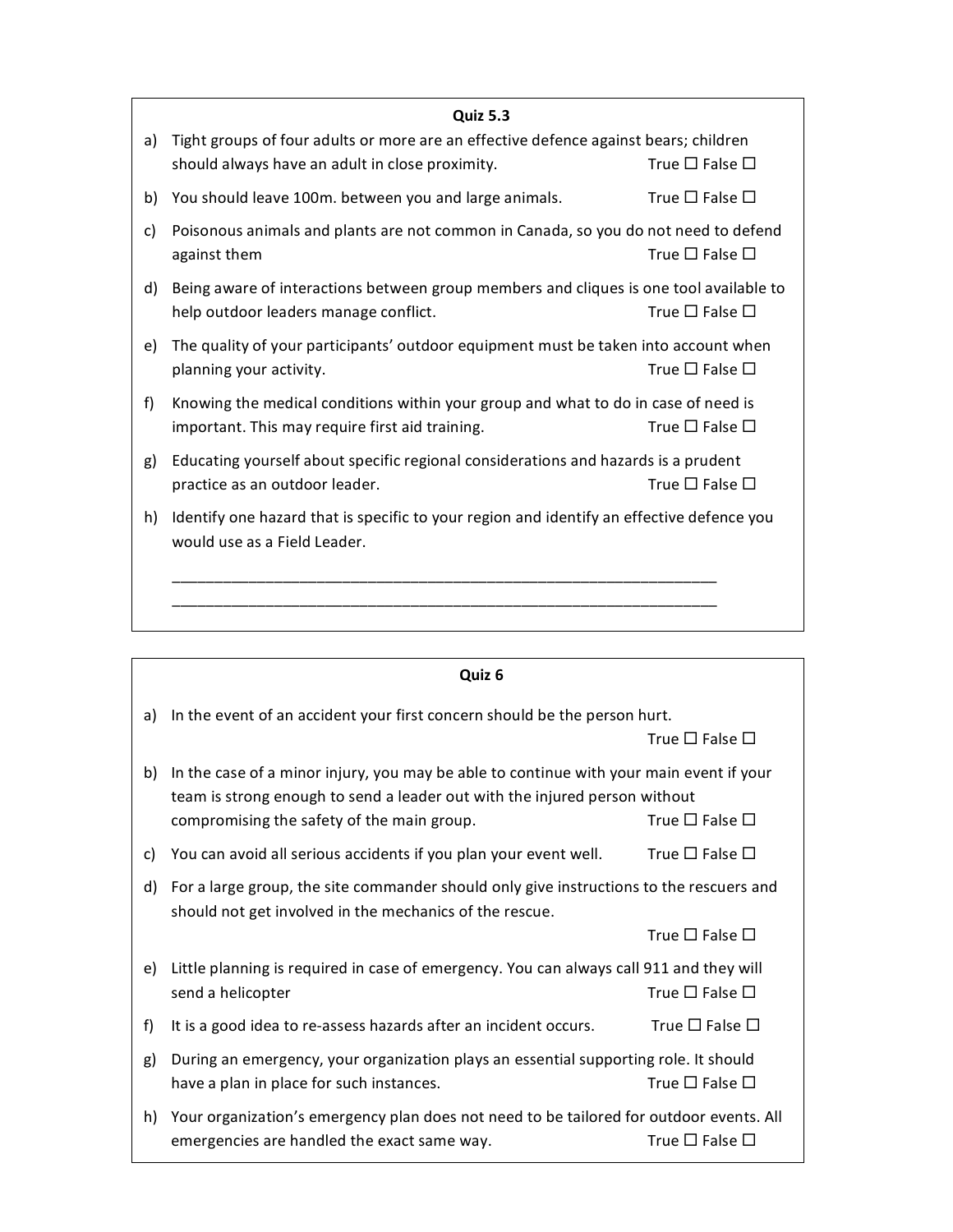### Quiz 5.3

a) Tight groups of four adults or more are an effective defence against bears; children should always have an adult in close proximity. True ☐ False ☐

b) You should leave 100m. between you and large animals. True ☐ False ☐

c) Poisonous animals and plants are not common in Canada, so you do not need to defend against them True ☐ False ☐

d) Being aware of interactions between group members and cliques is one tool available to help outdoor leaders manage conflict. True ☐ False ☐

e) The quality of your participants' outdoor equipment must be taken into account when planning your activity. True ☐ False ☐

f) Knowing the medical conditions within your group and what to do in case of need is important. This may require first aid training. True ☐ False ☐

g) Educating yourself about specific regional considerations and hazards is a prudent practice as an outdoor leader. True ☐ False ☐

h) Identify one hazard that is specific to your region and identify an effective defence you would use as a Field Leader.

_________________________________________________________________

_________________________________________________________________

### Quiz 6

a) In the event of an accident your first concern should be the person hurt. True ☐ False ☐

b) In the case of a minor injury, you may be able to continue with your main event if your team is strong enough to send a leader out with the injured person without compromising the safety of the main group. True ☐ False ☐

c) You can avoid all serious accidents if you plan your event well. True ☐ False ☐

d) For a large group, the site commander should only give instructions to the rescuers and should not get involved in the mechanics of the rescue. True ☐ False ☐

e) Little planning is required in case of emergency. You can always call 911 and they will send a helicopter True ☐ False ☐

f) It is a good idea to re-assess hazards after an incident occurs. True ☐ False ☐

g) During an emergency, your organization plays an essential supporting role. It should have a plan in place for such instances. True ☐ False ☐

h) Your organization's emergency plan does not need to be tailored for outdoor events. All emergencies are handled the exact same way. True ☐ False ☐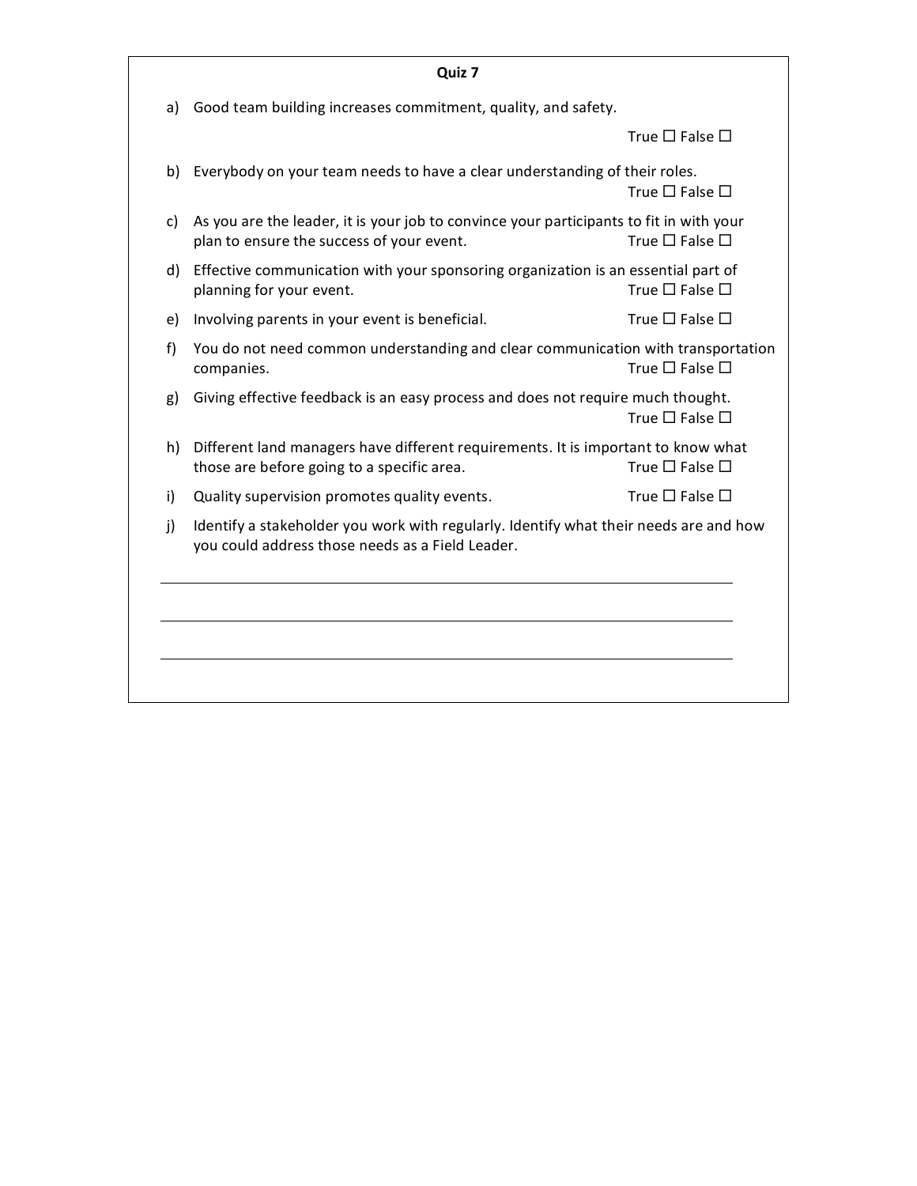**Quiz 7**

a) Good team building increases commitment, quality, and safety.

True ☐ False ☐

b) Everybody on your team needs to have a clear understanding of their roles.

True ☐ False ☐

c) As you are the leader, it is your job to convince your participants to fit in with your plan to ensure the success of your event. True ☐ False ☐

d) Effective communication with your sponsoring organization is an essential part of planning for your event. True ☐ False ☐

e) Involving parents in your event is beneficial. True ☐ False ☐

f) You do not need common understanding and clear communication with transportation companies. True ☐ False ☐

g) Giving effective feedback is an easy process and does not require much thought.

True ☐ False ☐

h) Different land managers have different requirements. It is important to know what those are before going to a specific area. True ☐ False ☐

i) Quality supervision promotes quality events. True ☐ False ☐

j) Identify a stakeholder you work with regularly. Identify what their needs are and how you could address those needs as a Field Leader.

\_\_\_\_\_\_\_\_\_\_\_\_\_\_\_\_\_\_\_\_\_\_\_\_\_\_\_\_\_\_\_\_\_\_\_\_\_\_\_\_\_\_\_\_\_\_\_\_\_\_\_\_\_\_\_\_\_\_\_\_

\_\_\_\_\_\_\_\_\_\_\_\_\_\_\_\_\_\_\_\_\_\_\_\_\_\_\_\_\_\_\_\_\_\_\_\_\_\_\_\_\_\_\_\_\_\_\_\_\_\_\_\_\_\_\_\_\_\_\_\_

\_\_\_\_\_\_\_\_\_\_\_\_\_\_\_\_\_\_\_\_\_\_\_\_\_\_\_\_\_\_\_\_\_\_\_\_\_\_\_\_\_\_\_\_\_\_\_\_\_\_\_\_\_\_\_\_\_\_\_\_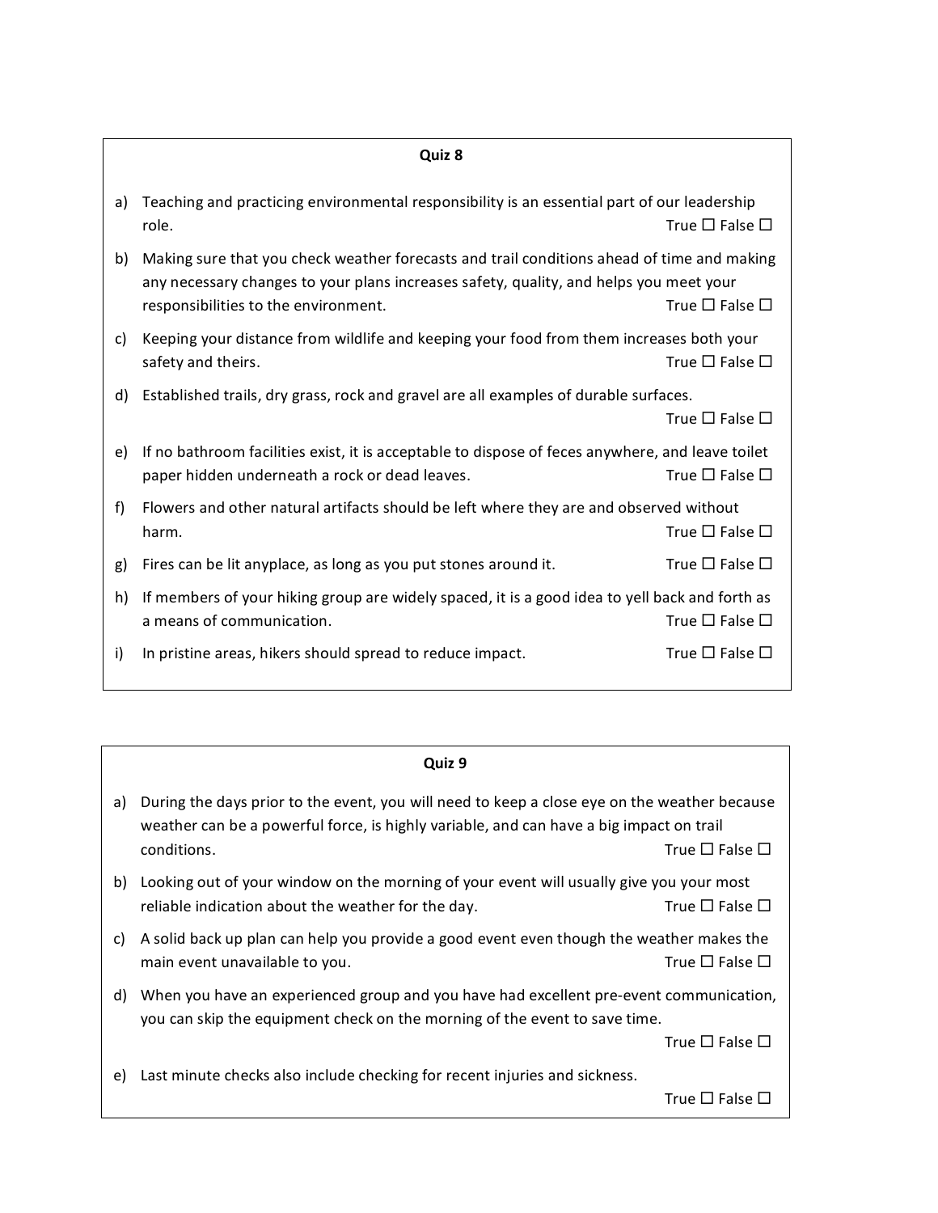## Quiz 8

a) Teaching and practicing environmental responsibility is an essential part of our leadership role. True ☐ False ☐

b) Making sure that you check weather forecasts and trail conditions ahead of time and making any necessary changes to your plans increases safety, quality, and helps you meet your responsibilities to the environment. True ☐ False ☐

c) Keeping your distance from wildlife and keeping your food from them increases both your safety and theirs. True ☐ False ☐

d) Established trails, dry grass, rock and gravel are all examples of durable surfaces. True ☐ False ☐

e) If no bathroom facilities exist, it is acceptable to dispose of feces anywhere, and leave toilet paper hidden underneath a rock or dead leaves. True ☐ False ☐

f) Flowers and other natural artifacts should be left where they are and observed without harm. True ☐ False ☐

g) Fires can be lit anyplace, as long as you put stones around it. True ☐ False ☐

h) If members of your hiking group are widely spaced, it is a good idea to yell back and forth as a means of communication. True ☐ False ☐

i) In pristine areas, hikers should spread to reduce impact. True ☐ False ☐

## Quiz 9

a) During the days prior to the event, you will need to keep a close eye on the weather because weather can be a powerful force, is highly variable, and can have a big impact on trail conditions. True ☐ False ☐

b) Looking out of your window on the morning of your event will usually give you your most reliable indication about the weather for the day. True ☐ False ☐

c) A solid back up plan can help you provide a good event even though the weather makes the main event unavailable to you. True ☐ False ☐

d) When you have an experienced group and you have had excellent pre-event communication, you can skip the equipment check on the morning of the event to save time. True ☐ False ☐

e) Last minute checks also include checking for recent injuries and sickness. True ☐ False ☐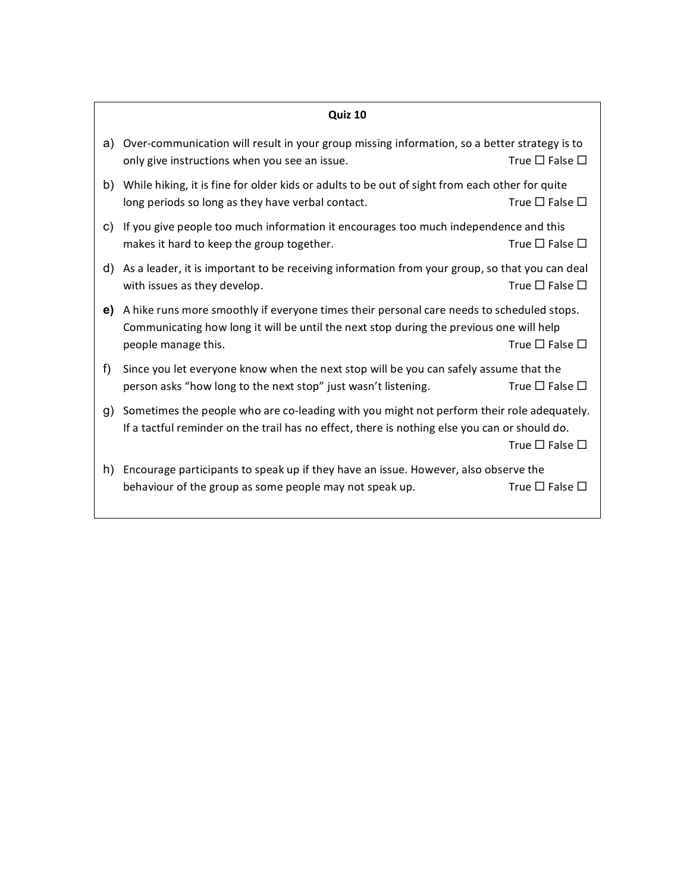**Quiz 10**

a) Over-communication will result in your group missing information, so a better strategy is to only give instructions when you see an issue. True ☐ False ☐

b) While hiking, it is fine for older kids or adults to be out of sight from each other for quite long periods so long as they have verbal contact. True ☐ False ☐

c) If you give people too much information it encourages too much independence and this makes it hard to keep the group together. True ☐ False ☐

d) As a leader, it is important to be receiving information from your group, so that you can deal with issues as they develop. True ☐ False ☐

e) A hike runs more smoothly if everyone times their personal care needs to scheduled stops. Communicating how long it will be until the next stop during the previous one will help people manage this. True ☐ False ☐

f) Since you let everyone know when the next stop will be you can safely assume that the person asks "how long to the next stop" just wasn't listening. True ☐ False ☐

g) Sometimes the people who are co-leading with you might not perform their role adequately. If a tactful reminder on the trail has no effect, there is nothing else you can or should do. True ☐ False ☐

h) Encourage participants to speak up if they have an issue. However, also observe the behaviour of the group as some people may not speak up. True ☐ False ☐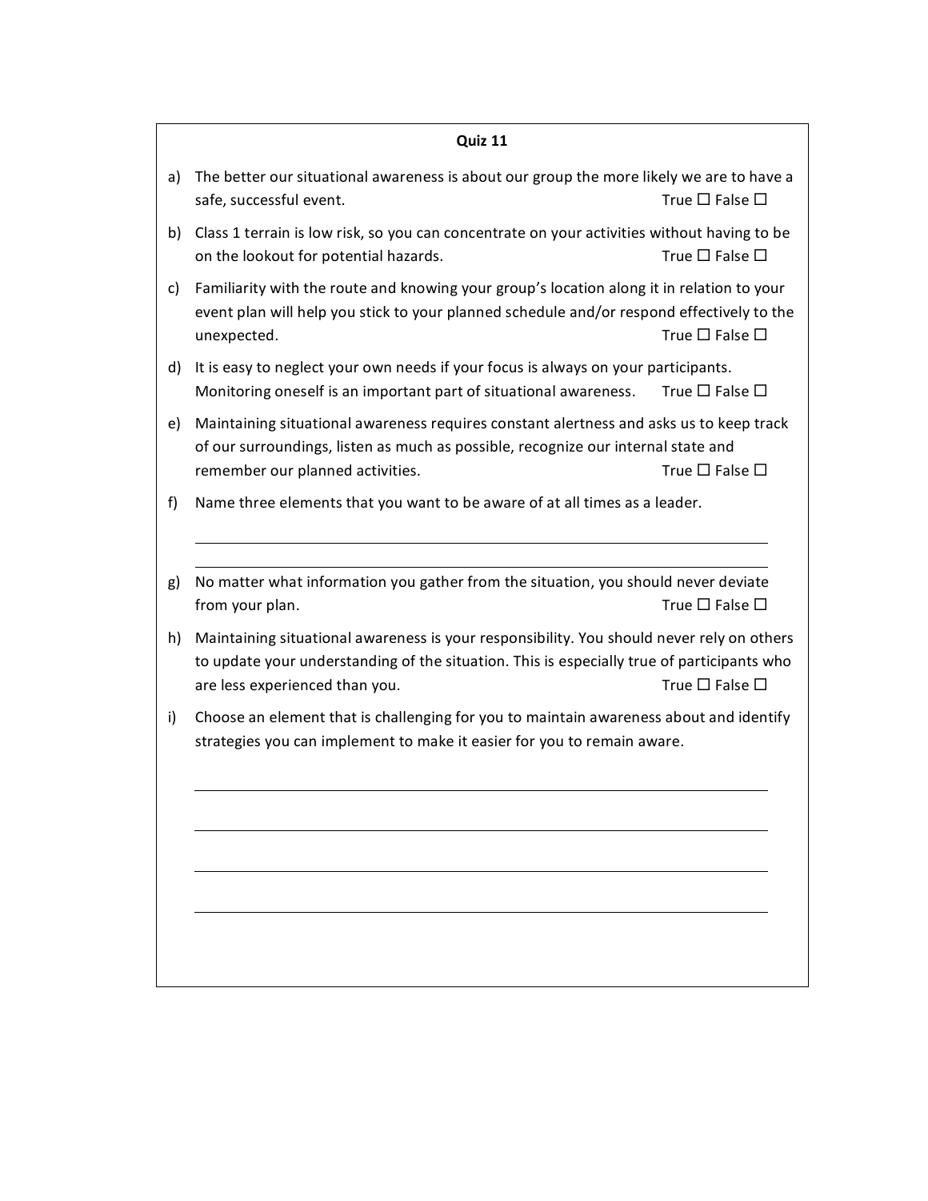**Quiz 11**

a) The better our situational awareness is about our group the more likely we are to have a safe, successful event. True ☐ False ☐

b) Class 1 terrain is low risk, so you can concentrate on your activities without having to be on the lookout for potential hazards. True ☐ False ☐

c) Familiarity with the route and knowing your group's location along it in relation to your event plan will help you stick to your planned schedule and/or respond effectively to the unexpected. True ☐ False ☐

d) It is easy to neglect your own needs if your focus is always on your participants. Monitoring oneself is an important part of situational awareness. True ☐ False ☐

e) Maintaining situational awareness requires constant alertness and asks us to keep track of our surroundings, listen as much as possible, recognize our internal state and remember our planned activities. True ☐ False ☐

f) Name three elements that you want to be aware of at all times as a leader.

\_\_\_\_\_\_\_\_\_\_\_\_\_\_\_\_\_\_\_\_\_\_\_\_\_\_\_\_\_\_\_\_\_\_\_\_\_\_\_\_\_\_\_\_\_\_\_\_\_\_\_\_\_\_\_\_\_\_\_\_\_\_\_\_\_\_

\_\_\_\_\_\_\_\_\_\_\_\_\_\_\_\_\_\_\_\_\_\_\_\_\_\_\_\_\_\_\_\_\_\_\_\_\_\_\_\_\_\_\_\_\_\_\_\_\_\_\_\_\_\_\_\_\_\_\_\_\_\_\_\_\_\_

g) No matter what information you gather from the situation, you should never deviate from your plan. True ☐ False ☐

h) Maintaining situational awareness is your responsibility. You should never rely on others to update your understanding of the situation. This is especially true of participants who are less experienced than you. True ☐ False ☐

i) Choose an element that is challenging for you to maintain awareness about and identify strategies you can implement to make it easier for you to remain aware.

\_\_\_\_\_\_\_\_\_\_\_\_\_\_\_\_\_\_\_\_\_\_\_\_\_\_\_\_\_\_\_\_\_\_\_\_\_\_\_\_\_\_\_\_\_\_\_\_\_\_\_\_\_\_\_\_\_\_\_\_\_\_\_\_\_\_

\_\_\_\_\_\_\_\_\_\_\_\_\_\_\_\_\_\_\_\_\_\_\_\_\_\_\_\_\_\_\_\_\_\_\_\_\_\_\_\_\_\_\_\_\_\_\_\_\_\_\_\_\_\_\_\_\_\_\_\_\_\_\_\_\_\_

\_\_\_\_\_\_\_\_\_\_\_\_\_\_\_\_\_\_\_\_\_\_\_\_\_\_\_\_\_\_\_\_\_\_\_\_\_\_\_\_\_\_\_\_\_\_\_\_\_\_\_\_\_\_\_\_\_\_\_\_\_\_\_\_\_\_

\_\_\_\_\_\_\_\_\_\_\_\_\_\_\_\_\_\_\_\_\_\_\_\_\_\_\_\_\_\_\_\_\_\_\_\_\_\_\_\_\_\_\_\_\_\_\_\_\_\_\_\_\_\_\_\_\_\_\_\_\_\_\_\_\_\_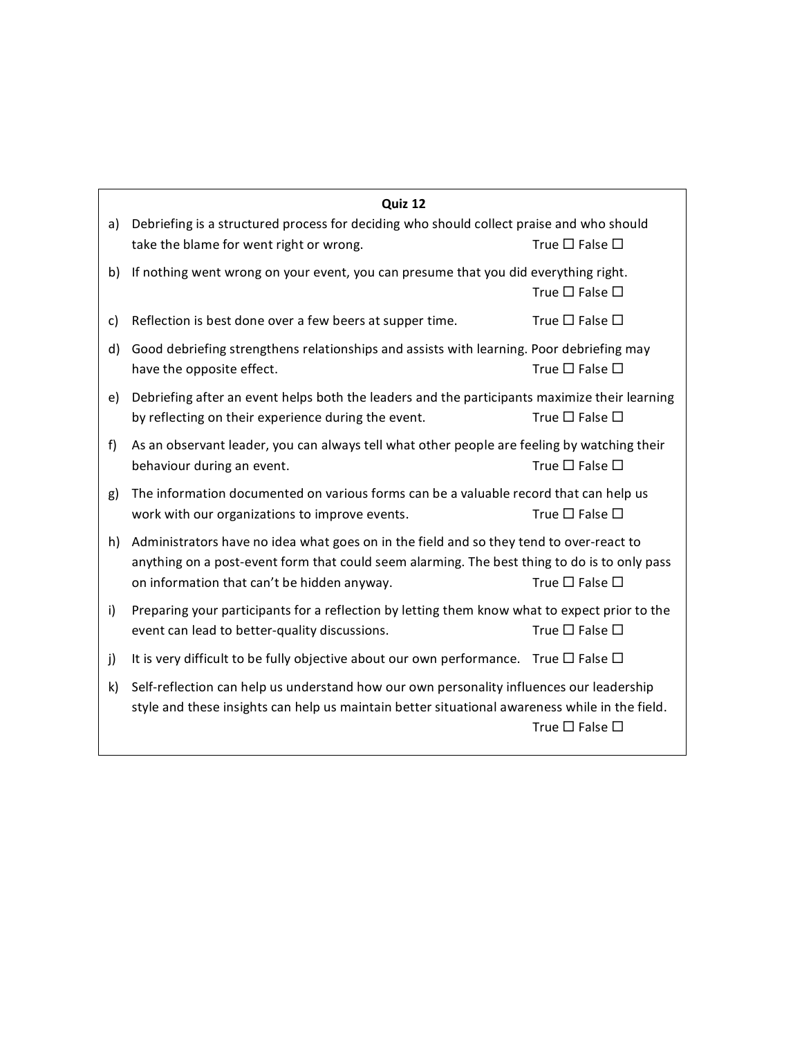**Quiz 12**

a) Debriefing is a structured process for deciding who should collect praise and who should take the blame for went right or wrong. True ☐ False ☐

b) If nothing went wrong on your event, you can presume that you did everything right. True ☐ False ☐

c) Reflection is best done over a few beers at supper time. True ☐ False ☐

d) Good debriefing strengthens relationships and assists with learning. Poor debriefing may have the opposite effect. True ☐ False ☐

e) Debriefing after an event helps both the leaders and the participants maximize their learning by reflecting on their experience during the event. True ☐ False ☐

f) As an observant leader, you can always tell what other people are feeling by watching their behaviour during an event. True ☐ False ☐

g) The information documented on various forms can be a valuable record that can help us work with our organizations to improve events. True ☐ False ☐

h) Administrators have no idea what goes on in the field and so they tend to over-react to anything on a post-event form that could seem alarming. The best thing to do is to only pass on information that can't be hidden anyway. True ☐ False ☐

i) Preparing your participants for a reflection by letting them know what to expect prior to the event can lead to better-quality discussions. True ☐ False ☐

j) It is very difficult to be fully objective about our own performance. True ☐ False ☐

k) Self-reflection can help us understand how our own personality influences our leadership style and these insights can help us maintain better situational awareness while in the field. True ☐ False ☐